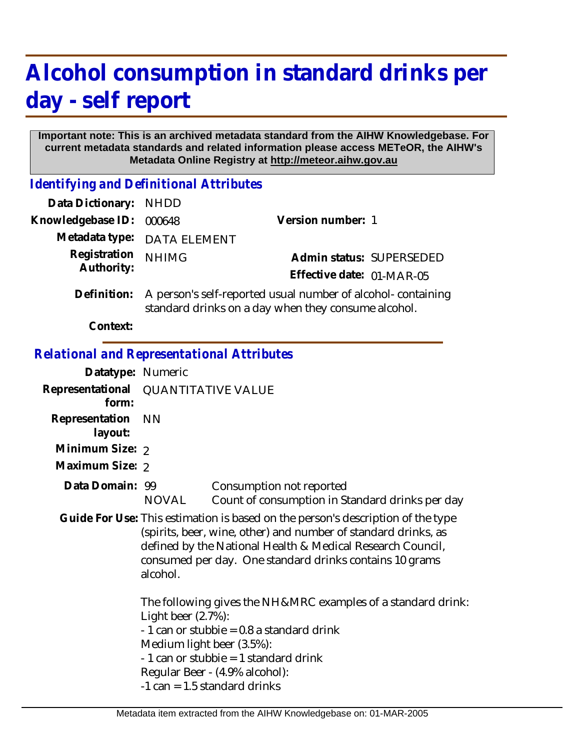# Alcohol consumption in standard drinks per day - self report

**Important note: This is an archived metadata standard from the AIHW Knowledgebase. For current metadata standards and related information please access METeOR, the AIHW's Metadata Online Registry at http://meteor.aihw.gov.au**

## *Identifying and Definitional Attributes*

**Data Dictionary:** NHDD

**Knowledgebase ID:** 000648

**Version number:** 1

**Metadata type:** DATA ELEMENT

**Registration Authority:** NHIMG

**Admin status:** SUPERSEDED

**Effective date:** 01-MAR-05

**Definition:** A person's self-reported usual number of alcohol- containing standard drinks on a day when they consume alcohol.

**Context:**

## *Relational and Representational Attributes*

**Datatype:** Numeric

**Representational form:** QUANTITATIVE VALUE

**Representation layout:** NN

**Minimum Size:** 2

**Maximum Size:** 2

**Data Domain:**

| | |
|---|---|
| 99 | Consumption not reported |
| NOVAL | Count of consumption in Standard drinks per day |

**Guide For Use:** This estimation is based on the person's description of the type (spirits, beer, wine, other) and number of standard drinks, as defined by the National Health & Medical Research Council, consumed per day. One standard drinks contains 10 grams alcohol.

The following gives the NH&MRC examples of a standard drink:
Light beer (2.7%):
- 1 can or stubbie = 0.8 a standard drink
Medium light beer (3.5%):
- 1 can or stubbie = 1 standard drink
Regular Beer - (4.9% alcohol):
-1 can = 1.5 standard drinks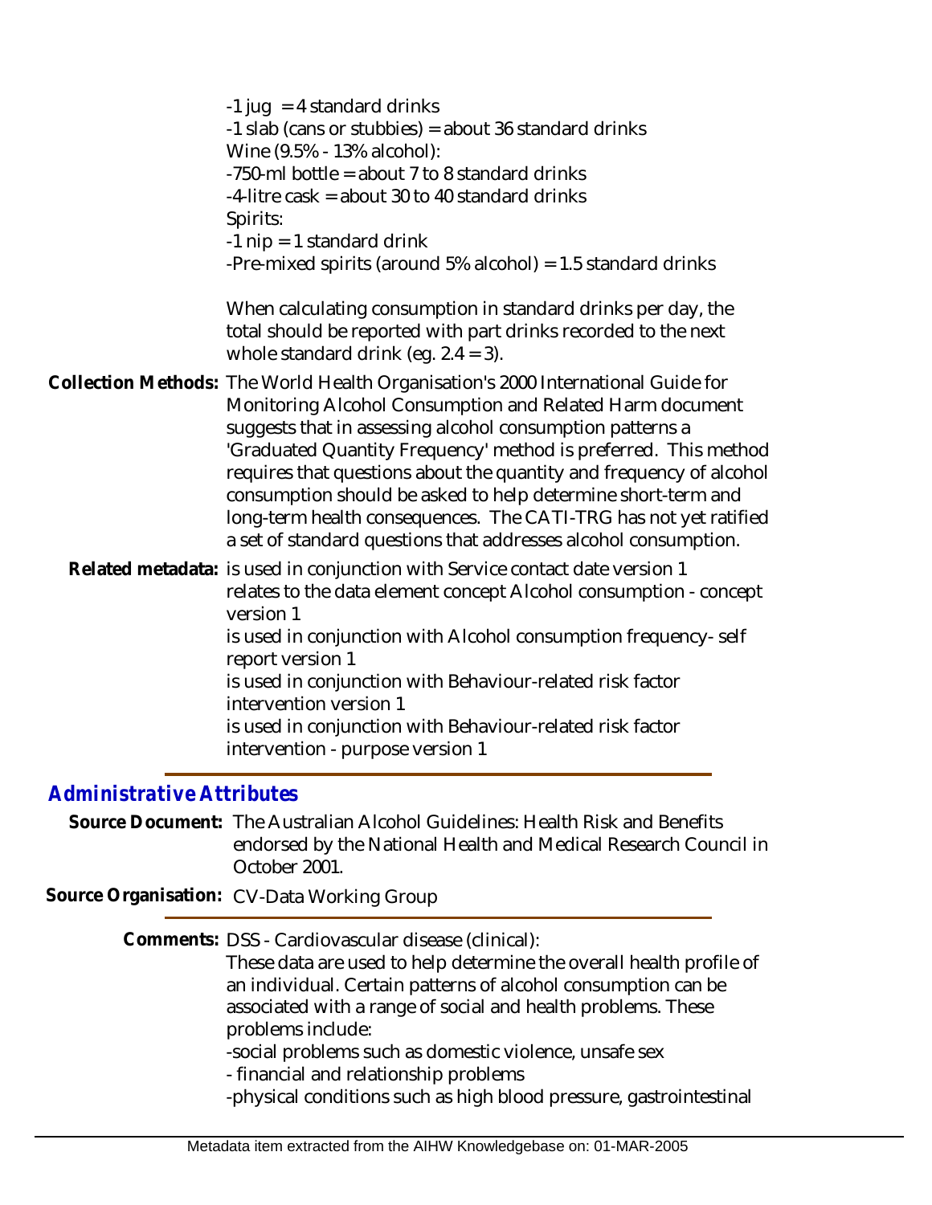-1 jug = 4 standard drinks
-1 slab (cans or stubbies) = about 36 standard drinks
Wine (9.5% - 13% alcohol):
-750-ml bottle = about 7 to 8 standard drinks
-4-litre cask = about 30 to 40 standard drinks
Spirits:
-1 nip = 1 standard drink
-Pre-mixed spirits (around 5% alcohol) = 1.5 standard drinks

When calculating consumption in standard drinks per day, the total should be reported with part drinks recorded to the next whole standard drink (eg. 2.4 = 3).

**Collection Methods:** The World Health Organisation's 2000 International Guide for Monitoring Alcohol Consumption and Related Harm document suggests that in assessing alcohol consumption patterns a 'Graduated Quantity Frequency' method is preferred. This method requires that questions about the quantity and frequency of alcohol consumption should be asked to help determine short-term and long-term health consequences. The CATI-TRG has not yet ratified a set of standard questions that addresses alcohol consumption.

**Related metadata:** is used in conjunction with Service contact date version 1
relates to the data element concept Alcohol consumption - concept version 1
is used in conjunction with Alcohol consumption frequency- self report version 1
is used in conjunction with Behaviour-related risk factor intervention version 1
is used in conjunction with Behaviour-related risk factor intervention - purpose version 1

## Administrative Attributes

**Source Document:** The Australian Alcohol Guidelines: Health Risk and Benefits endorsed by the National Health and Medical Research Council in October 2001.

**Source Organisation:** CV-Data Working Group

**Comments:** DSS - Cardiovascular disease (clinical):
These data are used to help determine the overall health profile of an individual. Certain patterns of alcohol consumption can be associated with a range of social and health problems. These problems include:
-social problems such as domestic violence, unsafe sex
- financial and relationship problems
-physical conditions such as high blood pressure, gastrointestinal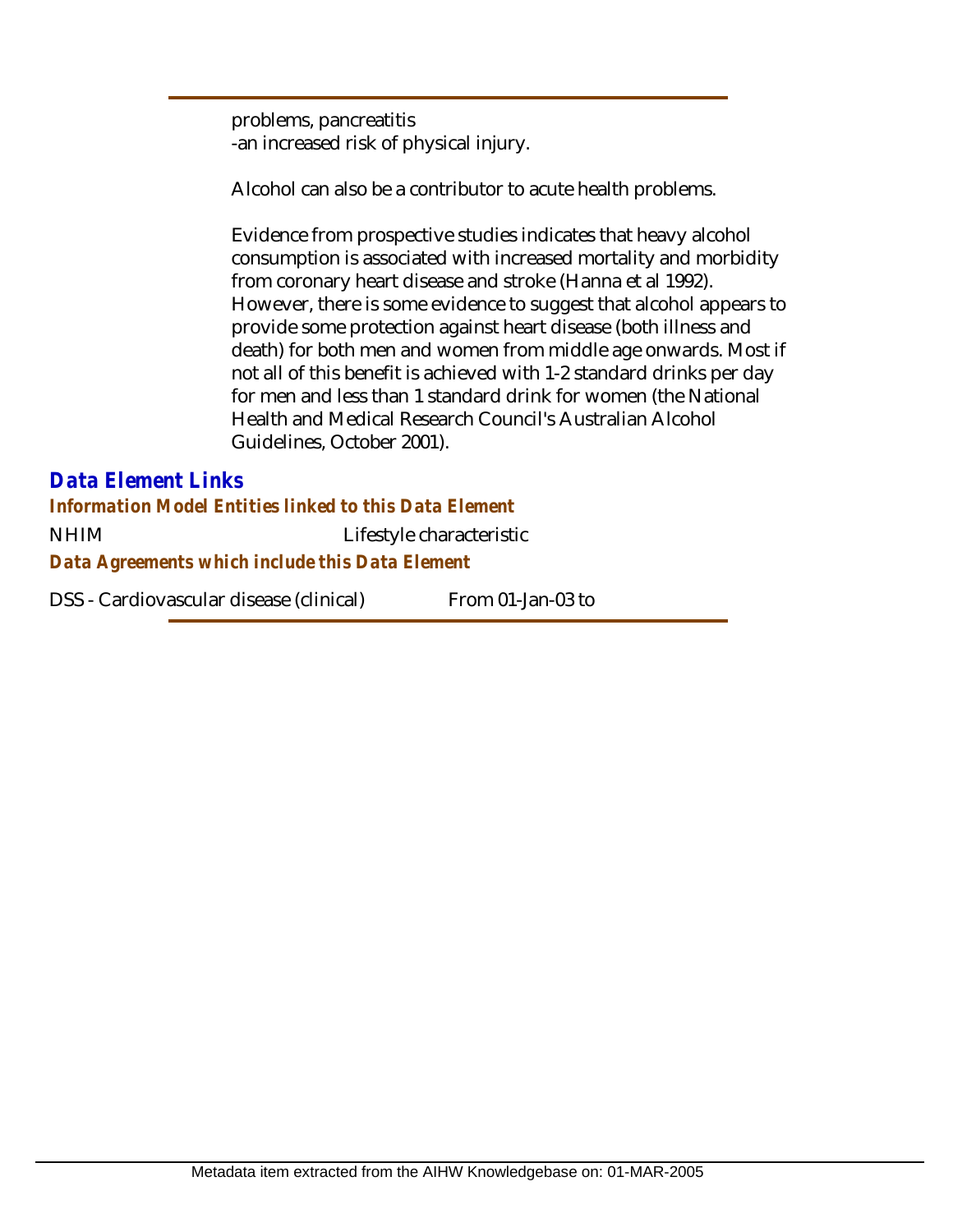problems, pancreatitis
-an increased risk of physical injury.

Alcohol can also be a contributor to acute health problems.

Evidence from prospective studies indicates that heavy alcohol consumption is associated with increased mortality and morbidity from coronary heart disease and stroke (Hanna et al 1992). However, there is some evidence to suggest that alcohol appears to provide some protection against heart disease (both illness and death) for both men and women from middle age onwards. Most if not all of this benefit is achieved with 1-2 standard drinks per day for men and less than 1 standard drink for women (the National Health and Medical Research Council's Australian Alcohol Guidelines, October 2001).

## Data Element Links

### Information Model Entities linked to this Data Element

| | |
|---|---|
| NHIM | Lifestyle characteristic |

### Data Agreements which include this Data Element

| | |
|---|---|
| DSS - Cardiovascular disease (clinical) | From 01-Jan-03 to |

Metadata item extracted from the AIHW Knowledgebase on: 01-MAR-2005